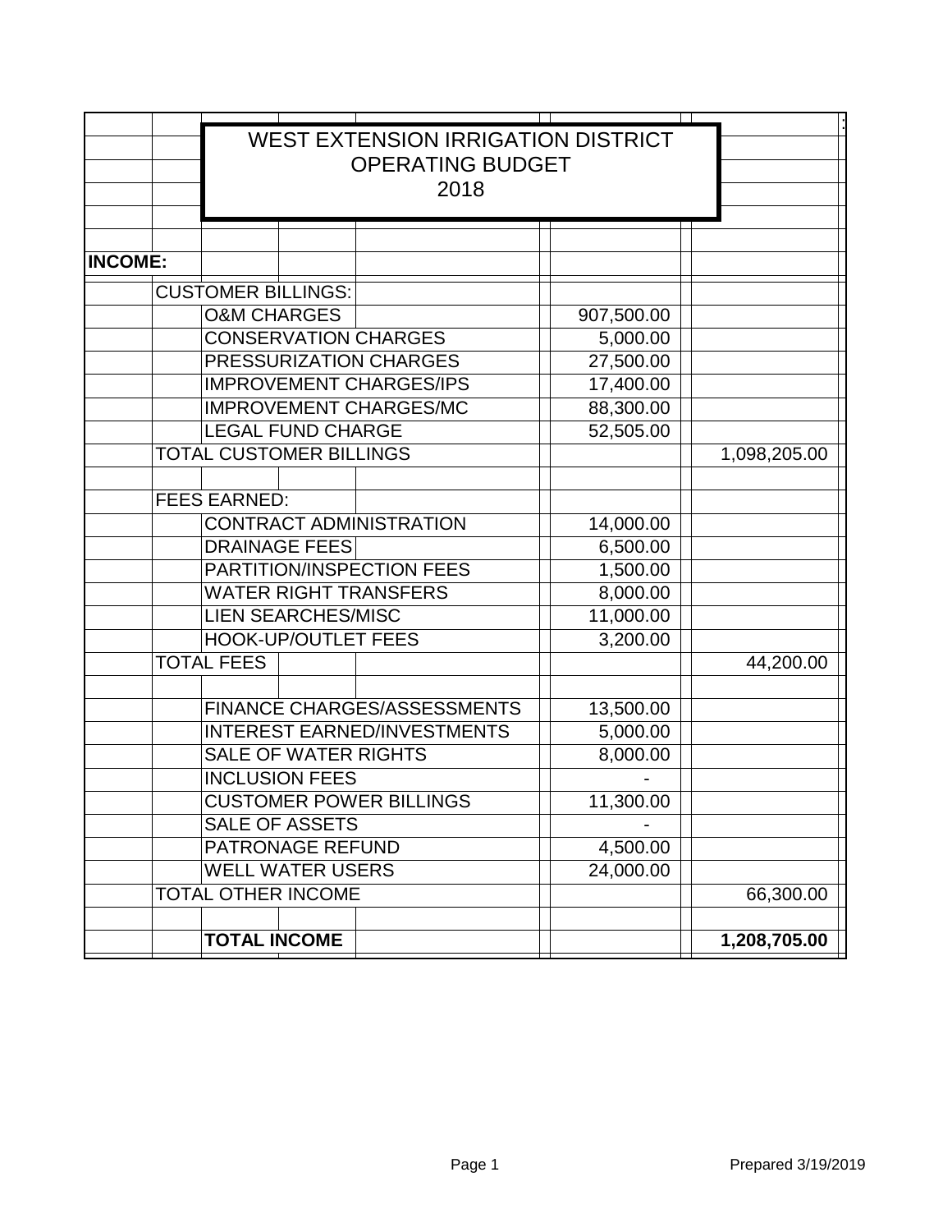# WEST EXTENSION IRRIGATION DISTRICT
## OPERATING BUDGET
## 2018

| | | |
|---|---|---|
| **INCOME:** | | |
| CUSTOMER BILLINGS: | | |
| O&M CHARGES | 907,500.00 | |
| CONSERVATION CHARGES | 5,000.00 | |
| PRESSURIZATION CHARGES | 27,500.00 | |
| IMPROVEMENT CHARGES/IPS | 17,400.00 | |
| IMPROVEMENT CHARGES/MC | 88,300.00 | |
| LEGAL FUND CHARGE | 52,505.00 | |
| TOTAL CUSTOMER BILLINGS | | 1,098,205.00 |
| | | |
| FEES EARNED: | | |
| CONTRACT ADMINISTRATION | 14,000.00 | |
| DRAINAGE FEES | 6,500.00 | |
| PARTITION/INSPECTION FEES | 1,500.00 | |
| WATER RIGHT TRANSFERS | 8,000.00 | |
| LIEN SEARCHES/MISC | 11,000.00 | |
| HOOK-UP/OUTLET FEES | 3,200.00 | |
| TOTAL FEES | | 44,200.00 |
| | | |
| FINANCE CHARGES/ASSESSMENTS | 13,500.00 | |
| INTEREST EARNED/INVESTMENTS | 5,000.00 | |
| SALE OF WATER RIGHTS | 8,000.00 | |
| INCLUSION FEES | - | |
| CUSTOMER POWER BILLINGS | 11,300.00 | |
| SALE OF ASSETS | - | |
| PATRONAGE REFUND | 4,500.00 | |
| WELL WATER USERS | 24,000.00 | |
| TOTAL OTHER INCOME | | 66,300.00 |
| | | |
| **TOTAL INCOME** | | **1,208,705.00** |

Prepared 3/19/2019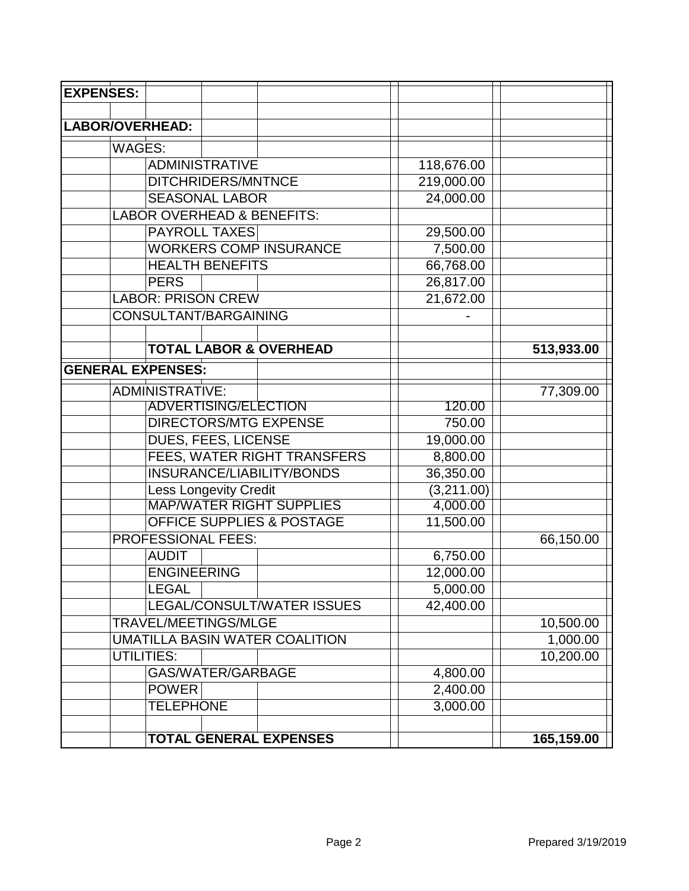| EXPENSES: | | |
|---|---|---|
| | | |
| **LABOR/OVERHEAD:** | | |
| WAGES: | | |
| ADMINISTRATIVE | 118,676.00 | |
| DITCHRIDERS/MNTNCE | 219,000.00 | |
| SEASONAL LABOR | 24,000.00 | |
| LABOR OVERHEAD & BENEFITS: | | |
| PAYROLL TAXES | 29,500.00 | |
| WORKERS COMP INSURANCE | 7,500.00 | |
| HEALTH BENEFITS | 66,768.00 | |
| PERS | 26,817.00 | |
| LABOR: PRISON CREW | 21,672.00 | |
| CONSULTANT/BARGAINING | - | |
| | | |
| **TOTAL LABOR & OVERHEAD** | | **513,933.00** |
| **GENERAL EXPENSES:** | | |
| ADMINISTRATIVE: | | 77,309.00 |
| ADVERTISING/ELECTION | 120.00 | |
| DIRECTORS/MTG EXPENSE | 750.00 | |
| DUES, FEES, LICENSE | 19,000.00 | |
| FEES, WATER RIGHT TRANSFERS | 8,800.00 | |
| INSURANCE/LIABILITY/BONDS | 36,350.00 | |
| Less Longevity Credit | (3,211.00) | |
| MAP/WATER RIGHT SUPPLIES | 4,000.00 | |
| OFFICE SUPPLIES & POSTAGE | 11,500.00 | |
| PROFESSIONAL FEES: | | 66,150.00 |
| AUDIT | 6,750.00 | |
| ENGINEERING | 12,000.00 | |
| LEGAL | 5,000.00 | |
| LEGAL/CONSULT/WATER ISSUES | 42,400.00 | |
| TRAVEL/MEETINGS/MLGE | | 10,500.00 |
| UMATILLA BASIN WATER COALITION | | 1,000.00 |
| UTILITIES: | | 10,200.00 |
| GAS/WATER/GARBAGE | 4,800.00 | |
| POWER | 2,400.00 | |
| TELEPHONE | 3,000.00 | |
| | | |
| **TOTAL GENERAL EXPENSES** | | **165,159.00** |

Prepared 3/19/2019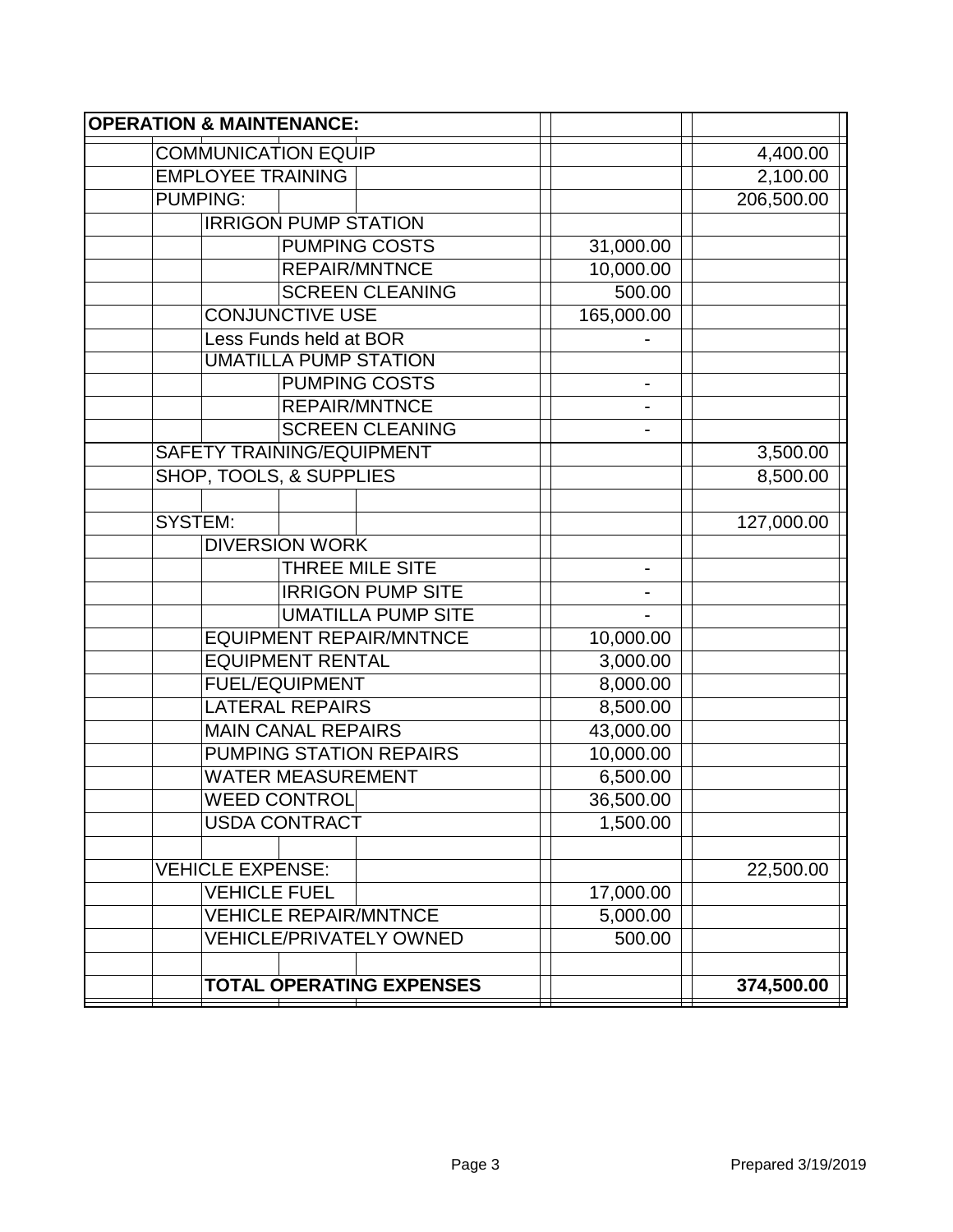| OPERATION & MAINTENANCE: | | |
|---|---|---|
| COMMUNICATION EQUIP | | 4,400.00 |
| EMPLOYEE TRAINING | | 2,100.00 |
| PUMPING: | | 206,500.00 |
| IRRIGON PUMP STATION | | |
| PUMPING COSTS | 31,000.00 | |
| REPAIR/MNTNCE | 10,000.00 | |
| SCREEN CLEANING | 500.00 | |
| CONJUNCTIVE USE | 165,000.00 | |
| Less Funds held at BOR | - | |
| UMATILLA PUMP STATION | | |
| PUMPING COSTS | - | |
| REPAIR/MNTNCE | - | |
| SCREEN CLEANING | - | |
| SAFETY TRAINING/EQUIPMENT | | 3,500.00 |
| SHOP, TOOLS, & SUPPLIES | | 8,500.00 |
| | | |
| SYSTEM: | | 127,000.00 |
| DIVERSION WORK | | |
| THREE MILE SITE | - | |
| IRRIGON PUMP SITE | - | |
| UMATILLA PUMP SITE | - | |
| EQUIPMENT REPAIR/MNTNCE | 10,000.00 | |
| EQUIPMENT RENTAL | 3,000.00 | |
| FUEL/EQUIPMENT | 8,000.00 | |
| LATERAL REPAIRS | 8,500.00 | |
| MAIN CANAL REPAIRS | 43,000.00 | |
| PUMPING STATION REPAIRS | 10,000.00 | |
| WATER MEASUREMENT | 6,500.00 | |
| WEED CONTROL | 36,500.00 | |
| USDA CONTRACT | 1,500.00 | |
| | | |
| VEHICLE EXPENSE: | | 22,500.00 |
| VEHICLE FUEL | 17,000.00 | |
| VEHICLE REPAIR/MNTNCE | 5,000.00 | |
| VEHICLE/PRIVATELY OWNED | 500.00 | |
| | | |
| **TOTAL OPERATING EXPENSES** | | **374,500.00** |

Prepared 3/19/2019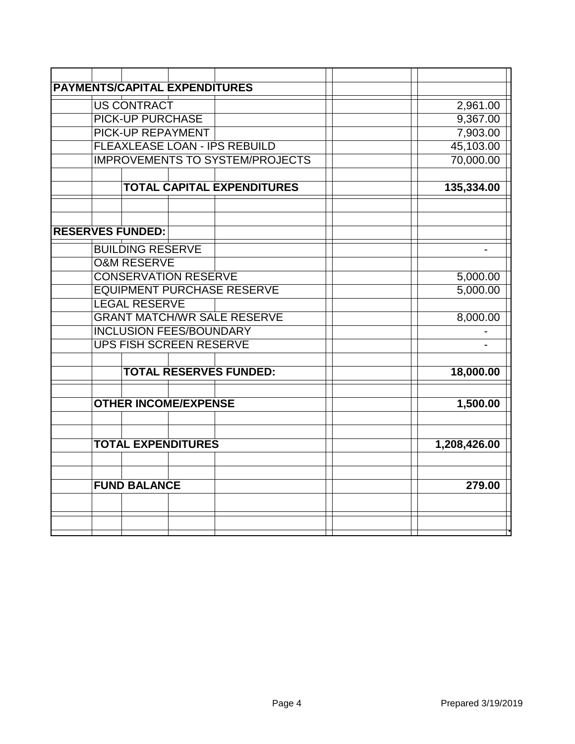| | |
|---|---|
| **PAYMENTS/CAPITAL EXPENDITURES** | |
| US CONTRACT | 2,961.00 |
| PICK-UP PURCHASE | 9,367.00 |
| PICK-UP REPAYMENT | 7,903.00 |
| FLEAXLEASE LOAN - IPS REBUILD | 45,103.00 |
| IMPROVEMENTS TO SYSTEM/PROJECTS | 70,000.00 |
| **TOTAL CAPITAL EXPENDITURES** | **135,334.00** |
| **RESERVES FUNDED:** | |
| BUILDING RESERVE | - |
| O&M RESERVE | |
| CONSERVATION RESERVE | 5,000.00 |
| EQUIPMENT PURCHASE RESERVE | 5,000.00 |
| LEGAL RESERVE | |
| GRANT MATCH/WR SALE RESERVE | 8,000.00 |
| INCLUSION FEES/BOUNDARY | - |
| UPS FISH SCREEN RESERVE | - |
| **TOTAL RESERVES FUNDED:** | **18,000.00** |
| **OTHER INCOME/EXPENSE** | **1,500.00** |
| **TOTAL EXPENDITURES** | **1,208,426.00** |
| **FUND BALANCE** | **279.00** |

Prepared 3/19/2019